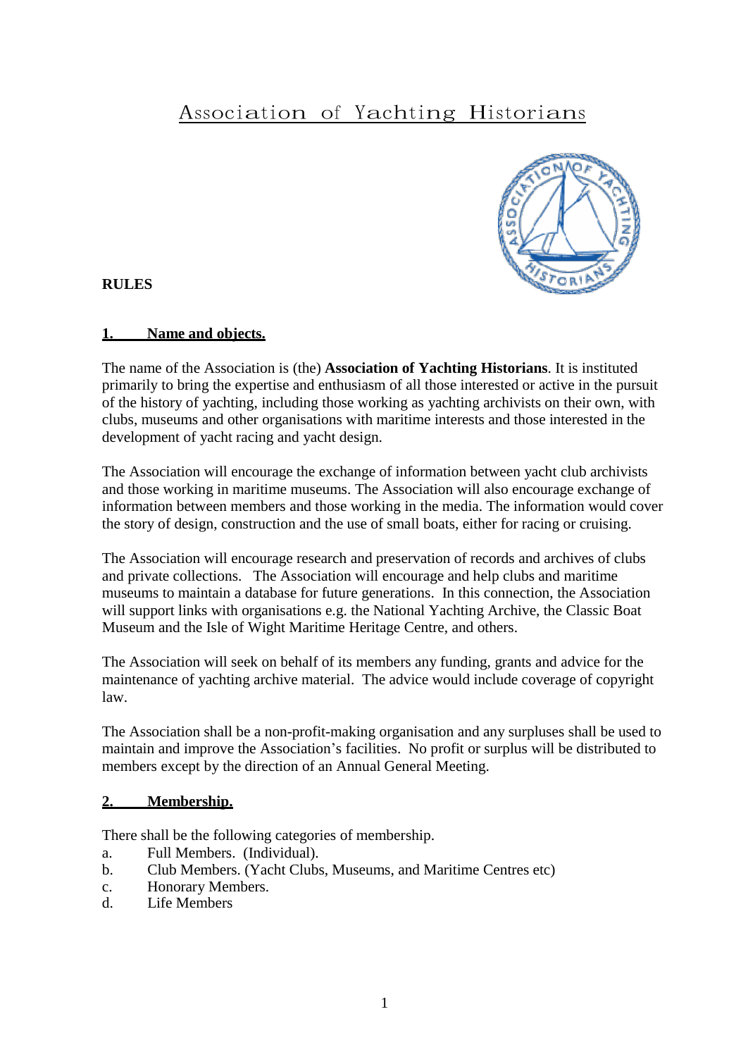# Association of Yachting Historians

**RULES**

## 1. Name and objects.

The name of the Association is (the) **Association of Yachting Historians**. It is instituted primarily to bring the expertise and enthusiasm of all those interested or active in the pursuit of the history of yachting, including those working as yachting archivists on their own, with clubs, museums and other organisations with maritime interests and those interested in the development of yacht racing and yacht design.

The Association will encourage the exchange of information between yacht club archivists and those working in maritime museums. The Association will also encourage exchange of information between members and those working in the media. The information would cover the story of design, construction and the use of small boats, either for racing or cruising.

The Association will encourage research and preservation of records and archives of clubs and private collections. The Association will encourage and help clubs and maritime museums to maintain a database for future generations. In this connection, the Association will support links with organisations e.g. the National Yachting Archive, the Classic Boat Museum and the Isle of Wight Maritime Heritage Centre, and others.

The Association will seek on behalf of its members any funding, grants and advice for the maintenance of yachting archive material. The advice would include coverage of copyright law.

The Association shall be a non-profit-making organisation and any surpluses shall be used to maintain and improve the Association's facilities. No profit or surplus will be distributed to members except by the direction of an Annual General Meeting.

## 2. Membership.

There shall be the following categories of membership.

a. Full Members. (Individual).
b. Club Members. (Yacht Clubs, Museums, and Maritime Centres etc)
c. Honorary Members.
d. Life Members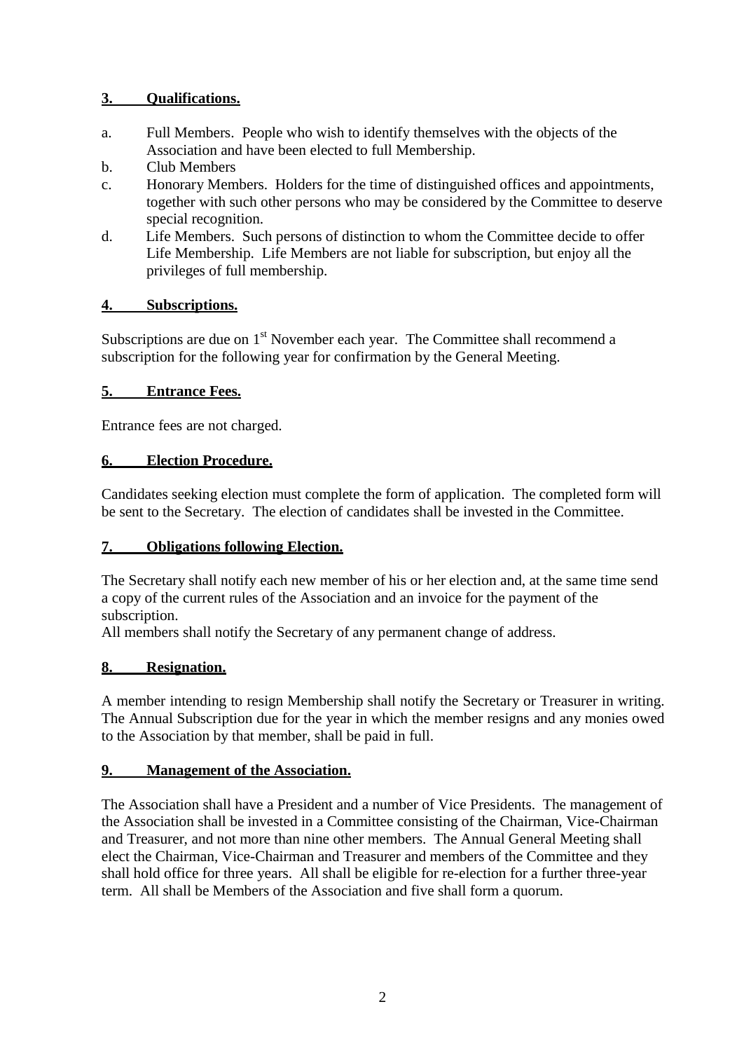## 3. Qualifications.

a. Full Members. People who wish to identify themselves with the objects of the Association and have been elected to full Membership.

b. Club Members

c. Honorary Members. Holders for the time of distinguished offices and appointments, together with such other persons who may be considered by the Committee to deserve special recognition.

d. Life Members. Such persons of distinction to whom the Committee decide to offer Life Membership. Life Members are not liable for subscription, but enjoy all the privileges of full membership.

## 4. Subscriptions.

Subscriptions are due on 1st November each year. The Committee shall recommend a subscription for the following year for confirmation by the General Meeting.

## 5. Entrance Fees.

Entrance fees are not charged.

## 6. Election Procedure.

Candidates seeking election must complete the form of application. The completed form will be sent to the Secretary. The election of candidates shall be invested in the Committee.

## 7. Obligations following Election.

The Secretary shall notify each new member of his or her election and, at the same time send a copy of the current rules of the Association and an invoice for the payment of the subscription.
All members shall notify the Secretary of any permanent change of address.

## 8. Resignation.

A member intending to resign Membership shall notify the Secretary or Treasurer in writing. The Annual Subscription due for the year in which the member resigns and any monies owed to the Association by that member, shall be paid in full.

## 9. Management of the Association.

The Association shall have a President and a number of Vice Presidents. The management of the Association shall be invested in a Committee consisting of the Chairman, Vice-Chairman and Treasurer, and not more than nine other members. The Annual General Meeting shall elect the Chairman, Vice-Chairman and Treasurer and members of the Committee and they shall hold office for three years. All shall be eligible for re-election for a further three-year term. All shall be Members of the Association and five shall form a quorum.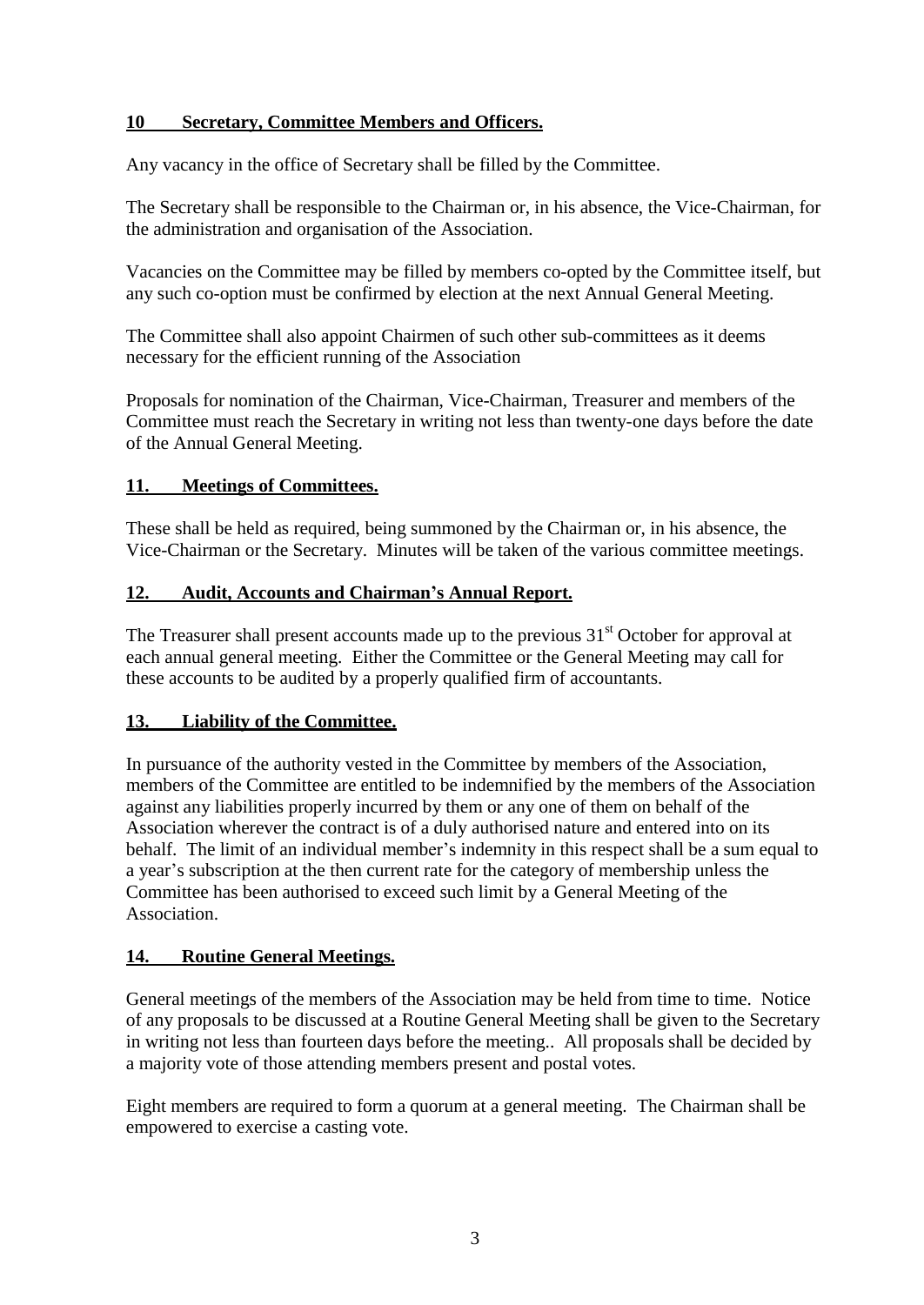## 10 Secretary, Committee Members and Officers.

Any vacancy in the office of Secretary shall be filled by the Committee.

The Secretary shall be responsible to the Chairman or, in his absence, the Vice-Chairman, for the administration and organisation of the Association.

Vacancies on the Committee may be filled by members co-opted by the Committee itself, but any such co-option must be confirmed by election at the next Annual General Meeting.

The Committee shall also appoint Chairmen of such other sub-committees as it deems necessary for the efficient running of the Association

Proposals for nomination of the Chairman, Vice-Chairman, Treasurer and members of the Committee must reach the Secretary in writing not less than twenty-one days before the date of the Annual General Meeting.

## 11. Meetings of Committees.

These shall be held as required, being summoned by the Chairman or, in his absence, the Vice-Chairman or the Secretary. Minutes will be taken of the various committee meetings.

## 12. Audit, Accounts and Chairman's Annual Report.

The Treasurer shall present accounts made up to the previous 31st October for approval at each annual general meeting. Either the Committee or the General Meeting may call for these accounts to be audited by a properly qualified firm of accountants.

## 13. Liability of the Committee.

In pursuance of the authority vested in the Committee by members of the Association, members of the Committee are entitled to be indemnified by the members of the Association against any liabilities properly incurred by them or any one of them on behalf of the Association wherever the contract is of a duly authorised nature and entered into on its behalf. The limit of an individual member's indemnity in this respect shall be a sum equal to a year's subscription at the then current rate for the category of membership unless the Committee has been authorised to exceed such limit by a General Meeting of the Association.

## 14. Routine General Meetings.

General meetings of the members of the Association may be held from time to time. Notice of any proposals to be discussed at a Routine General Meeting shall be given to the Secretary in writing not less than fourteen days before the meeting.. All proposals shall be decided by a majority vote of those attending members present and postal votes.

Eight members are required to form a quorum at a general meeting. The Chairman shall be empowered to exercise a casting vote.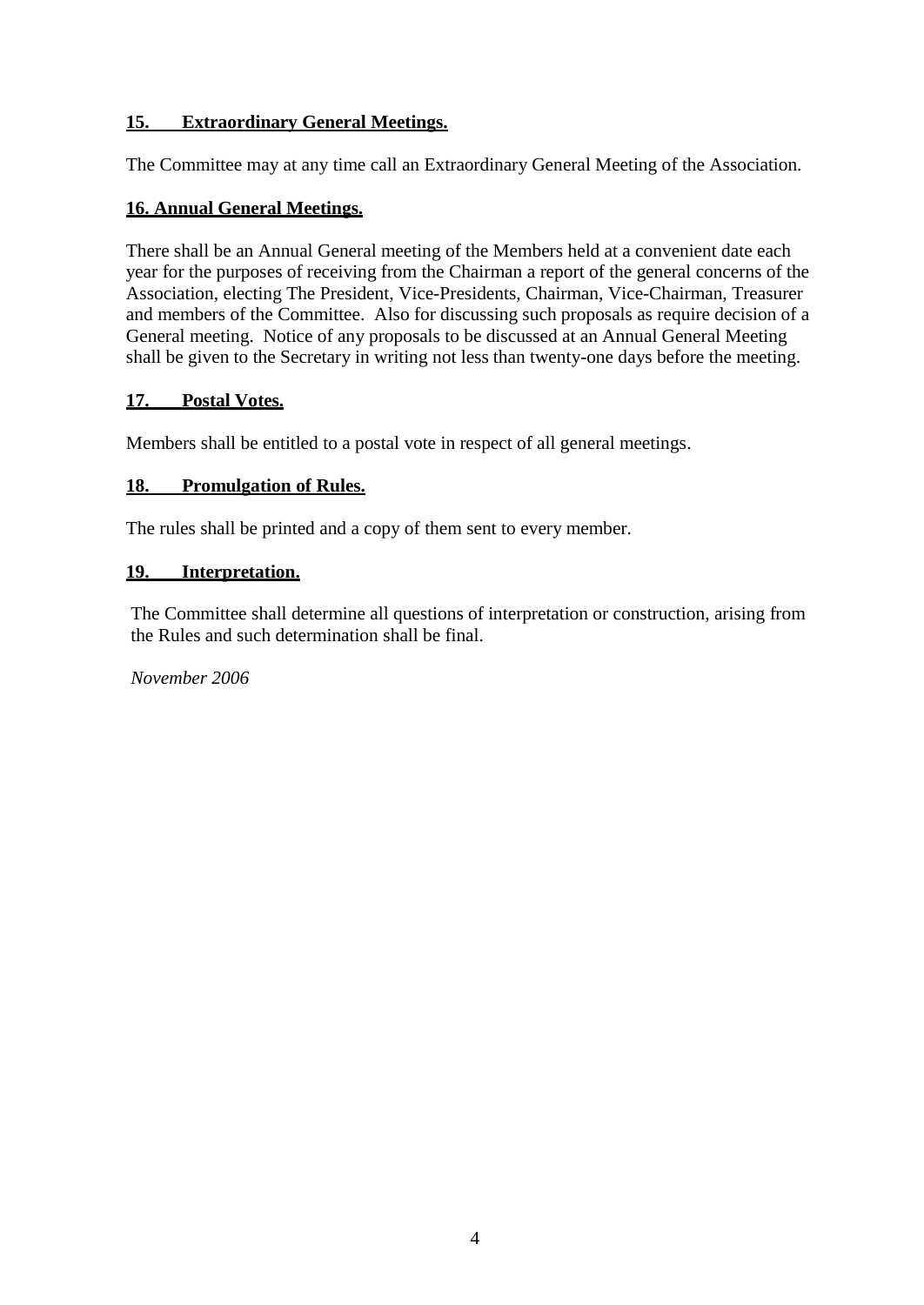**15. Extraordinary General Meetings.**

The Committee may at any time call an Extraordinary General Meeting of the Association.

**16. Annual General Meetings.**

There shall be an Annual General meeting of the Members held at a convenient date each year for the purposes of receiving from the Chairman a report of the general concerns of the Association, electing The President, Vice-Presidents, Chairman, Vice-Chairman, Treasurer and members of the Committee. Also for discussing such proposals as require decision of a General meeting. Notice of any proposals to be discussed at an Annual General Meeting shall be given to the Secretary in writing not less than twenty-one days before the meeting.

**17. Postal Votes.**

Members shall be entitled to a postal vote in respect of all general meetings.

**18. Promulgation of Rules.**

The rules shall be printed and a copy of them sent to every member.

**19. Interpretation.**

The Committee shall determine all questions of interpretation or construction, arising from the Rules and such determination shall be final.

*November 2006*